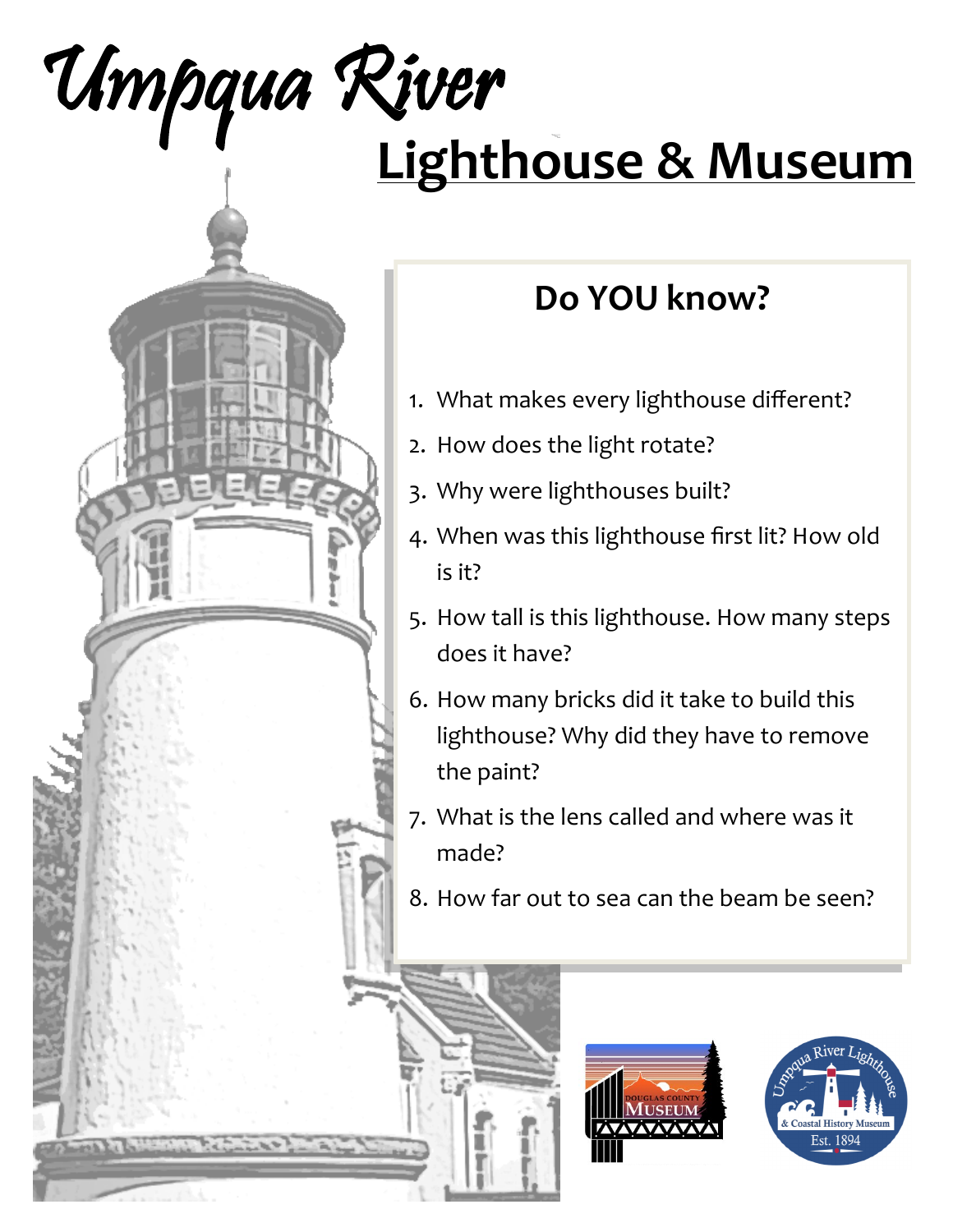# Umpqua River

## Lighthouse & Museum

### Do YOU know?

1. What makes every lighthouse different?
2. How does the light rotate?
3. Why were lighthouses built?
4. When was this lighthouse first lit? How old is it?
5. How tall is this lighthouse. How many steps does it have?
6. How many bricks did it take to build this lighthouse? Why did they have to remove the paint?
7. What is the lens called and where was it made?
8. How far out to sea can the beam be seen?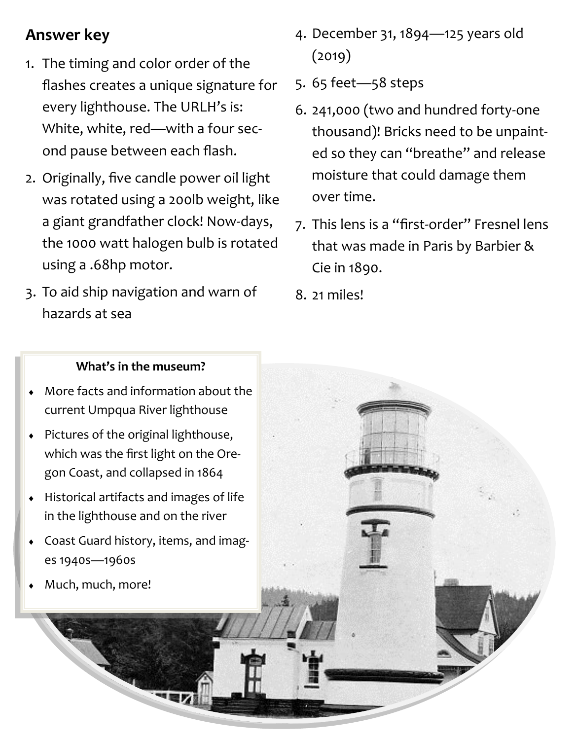## Answer key

1. The timing and color order of the flashes creates a unique signature for every lighthouse. The URLH's is: White, white, red—with a four second pause between each flash.
2. Originally, five candle power oil light was rotated using a 200lb weight, like a giant grandfather clock! Now-days, the 1000 watt halogen bulb is rotated using a .68hp motor.
3. To aid ship navigation and warn of hazards at sea
4. December 31, 1894—125 years old (2019)
5. 65 feet—58 steps
6. 241,000 (two and hundred forty-one thousand)! Bricks need to be unpainted so they can "breathe" and release moisture that could damage them over time.
7. This lens is a "first-order" Fresnel lens that was made in Paris by Barbier & Cie in 1890.
8. 21 miles!

**What's in the museum?**

- More facts and information about the current Umpqua River lighthouse
- Pictures of the original lighthouse, which was the first light on the Oregon Coast, and collapsed in 1864
- Historical artifacts and images of life in the lighthouse and on the river
- Coast Guard history, items, and images 1940s—1960s
- Much, much, more!